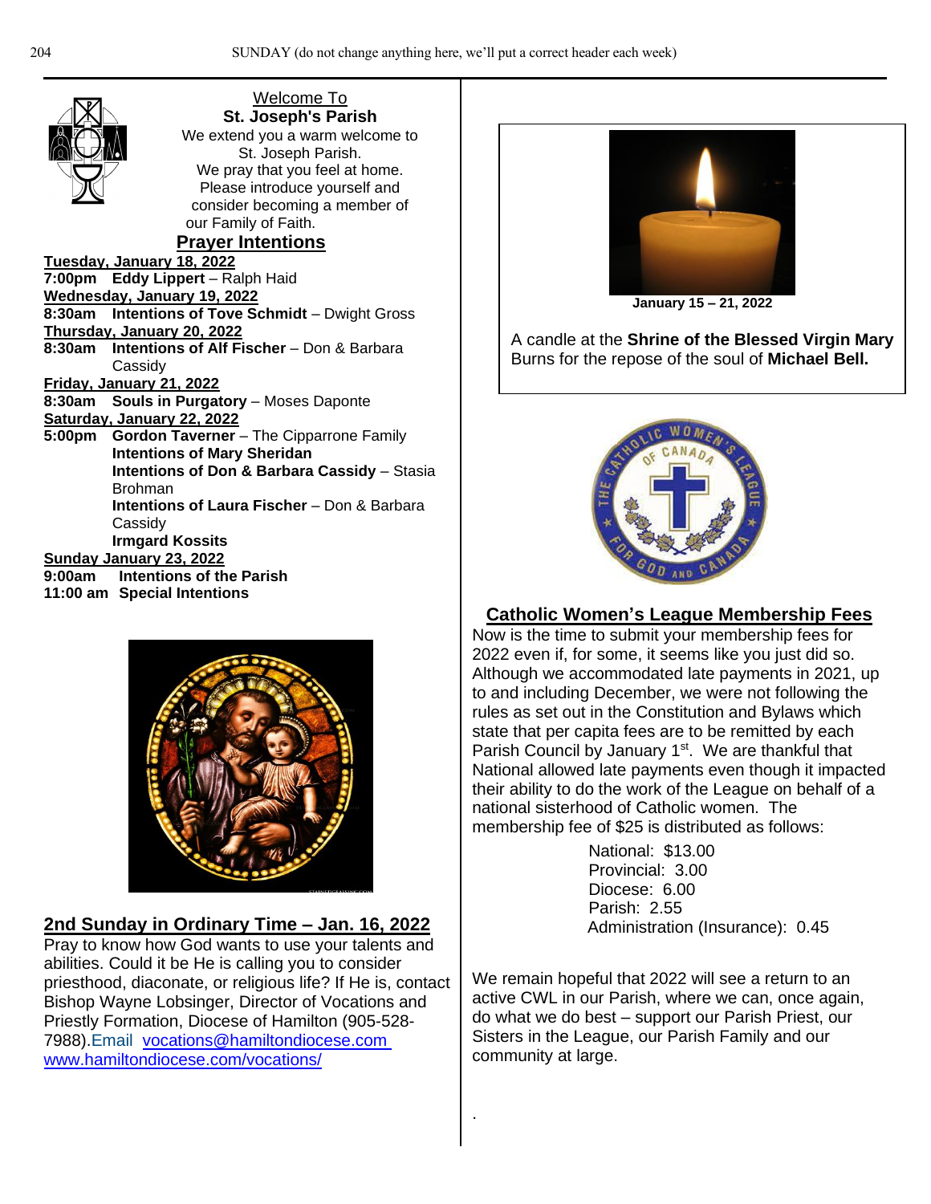Welcome To

**St. Joseph's Parish**

We extend you a warm welcome to St. Joseph Parish. We pray that you feel at home. Please introduce yourself and consider becoming a member of our Family of Faith.

## Prayer Intentions

**Tuesday, January 18, 2022**
**7:00pm** **Eddy Lippert** – Ralph Haid

**Wednesday, January 19, 2022**
**8:30am** **Intentions of Tove Schmidt** – Dwight Gross

**Thursday, January 20, 2022**
**8:30am** **Intentions of Alf Fischer** – Don & Barbara Cassidy

**Friday, January 21, 2022**
**8:30am** **Souls in Purgatory** – Moses Daponte

**Saturday, January 22, 2022**
**5:00pm** **Gordon Taverner** – The Cipparrone Family
**Intentions of Mary Sheridan**
**Intentions of Don & Barbara Cassidy** – Stasia Brohman
**Intentions of Laura Fischer** – Don & Barbara Cassidy
**Irmgard Kossits**

**Sunday January 23, 2022**
**9:00am** **Intentions of the Parish**
**11:00 am** **Special Intentions**

## 2nd Sunday in Ordinary Time – Jan. 16, 2022

Pray to know how God wants to use your talents and abilities. Could it be He is calling you to consider priesthood, diaconate, or religious life? If He is, contact Bishop Wayne Lobsinger, Director of Vocations and Priestly Formation, Diocese of Hamilton (905-528-7988). Email vocations@hamiltondiocese.com www.hamiltondiocese.com/vocations/

**January 15 – 21, 2022**

A candle at the **Shrine of the Blessed Virgin Mary** Burns for the repose of the soul of **Michael Bell.**

## Catholic Women's League Membership Fees

Now is the time to submit your membership fees for 2022 even if, for some, it seems like you just did so. Although we accommodated late payments in 2021, up to and including December, we were not following the rules as set out in the Constitution and Bylaws which state that per capita fees are to be remitted by each Parish Council by January 1st. We are thankful that National allowed late payments even though it impacted their ability to do the work of the League on behalf of a national sisterhood of Catholic women. The membership fee of $25 is distributed as follows:

National: $13.00
Provincial: 3.00
Diocese: 6.00
Parish: 2.55
Administration (Insurance): 0.45

We remain hopeful that 2022 will see a return to an active CWL in our Parish, where we can, once again, do what we do best – support our Parish Priest, our Sisters in the League, our Parish Family and our community at large.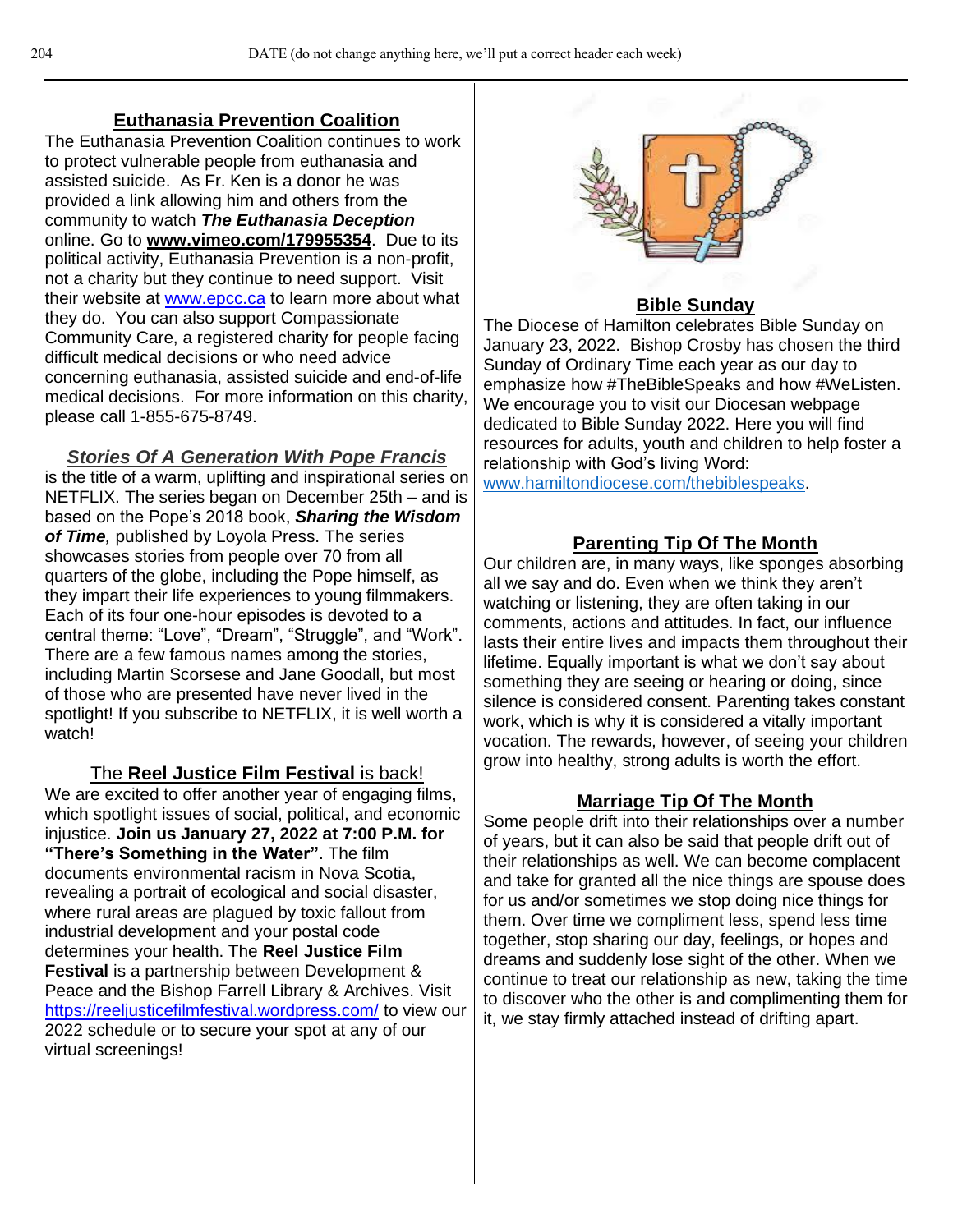## Euthanasia Prevention Coalition

The Euthanasia Prevention Coalition continues to work to protect vulnerable people from euthanasia and assisted suicide. As Fr. Ken is a donor he was provided a link allowing him and others from the community to watch ***The Euthanasia Deception*** online. Go to **www.vimeo.com/179955354**. Due to its political activity, Euthanasia Prevention is a non-profit, not a charity but they continue to need support. Visit their website at www.epcc.ca to learn more about what they do. You can also support Compassionate Community Care, a registered charity for people facing difficult medical decisions or who need advice concerning euthanasia, assisted suicide and end-of-life medical decisions. For more information on this charity, please call 1-855-675-8749.

## *Stories Of A Generation With Pope Francis*

is the title of a warm, uplifting and inspirational series on NETFLIX. The series began on December 25th – and is based on the Pope's 2018 book, ***Sharing the Wisdom of Time****,* published by Loyola Press. The series showcases stories from people over 70 from all quarters of the globe, including the Pope himself, as they impart their life experiences to young filmmakers. Each of its four one-hour episodes is devoted to a central theme: "Love", "Dream", "Struggle", and "Work". There are a few famous names among the stories, including Martin Scorsese and Jane Goodall, but most of those who are presented have never lived in the spotlight! If you subscribe to NETFLIX, it is well worth a watch!

## The **Reel Justice Film Festival** is back!

We are excited to offer another year of engaging films, which spotlight issues of social, political, and economic injustice. **Join us January 27, 2022 at 7:00 P.M. for "There's Something in the Water"**. The film documents environmental racism in Nova Scotia, revealing a portrait of ecological and social disaster, where rural areas are plagued by toxic fallout from industrial development and your postal code determines your health. The **Reel Justice Film Festival** is a partnership between Development & Peace and the Bishop Farrell Library & Archives. Visit https://reeljusticefilmfestival.wordpress.com/ to view our 2022 schedule or to secure your spot at any of our virtual screenings!

## Bible Sunday

The Diocese of Hamilton celebrates Bible Sunday on January 23, 2022. Bishop Crosby has chosen the third Sunday of Ordinary Time each year as our day to emphasize how #TheBibleSpeaks and how #WeListen. We encourage you to visit our Diocesan webpage dedicated to Bible Sunday 2022. Here you will find resources for adults, youth and children to help foster a relationship with God's living Word: www.hamiltondiocese.com/thebiblespeaks.

## Parenting Tip Of The Month

Our children are, in many ways, like sponges absorbing all we say and do. Even when we think they aren't watching or listening, they are often taking in our comments, actions and attitudes. In fact, our influence lasts their entire lives and impacts them throughout their lifetime. Equally important is what we don't say about something they are seeing or hearing or doing, since silence is considered consent. Parenting takes constant work, which is why it is considered a vitally important vocation. The rewards, however, of seeing your children grow into healthy, strong adults is worth the effort.

## Marriage Tip Of The Month

Some people drift into their relationships over a number of years, but it can also be said that people drift out of their relationships as well. We can become complacent and take for granted all the nice things are spouse does for us and/or sometimes we stop doing nice things for them. Over time we compliment less, spend less time together, stop sharing our day, feelings, or hopes and dreams and suddenly lose sight of the other. When we continue to treat our relationship as new, taking the time to discover who the other is and complimenting them for it, we stay firmly attached instead of drifting apart.